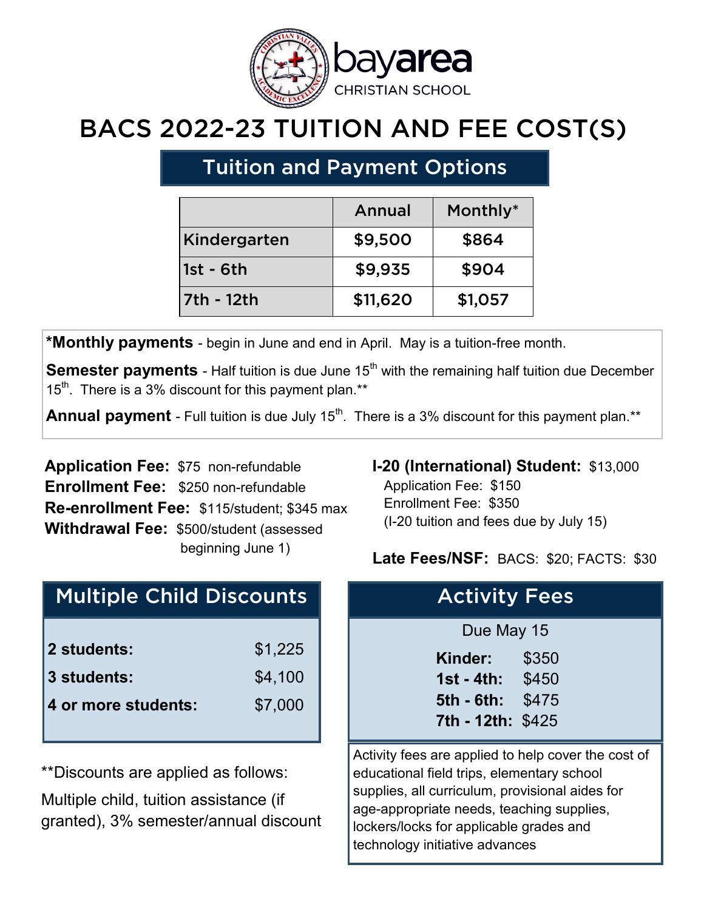bayarea CHRISTIAN SCHOOL

# BACS 2022-23 TUITION AND FEE COST(S)

## Tuition and Payment Options

| | Annual | Monthly* |
|---|---|---|
| Kindergarten | $9,500 | $864 |
| 1st - 6th | $9,935 | $904 |
| 7th - 12th | $11,620 | $1,057 |

***Monthly payments** - begin in June and end in April. May is a tuition-free month.

**Semester payments** - Half tuition is due June 15th with the remaining half tuition due December 15th. There is a 3% discount for this payment plan.**

**Annual payment** - Full tuition is due July 15th. There is a 3% discount for this payment plan.**

**Application Fee:** $75 non-refundable
**Enrollment Fee:** $250 non-refundable
**Re-enrollment Fee:** $115/student; $345 max
**Withdrawal Fee:** $500/student (assessed beginning June 1)

**I-20 (International) Student:** $13,000
Application Fee: $150
Enrollment Fee: $350
(I-20 tuition and fees due by July 15)

**Late Fees/NSF:** BACS: $20; FACTS: $30

## Multiple Child Discounts

| | |
|---|---|
| **2 students:** | $1,225 |
| **3 students:** | $4,100 |
| **4 or more students:** | $7,000 |

**Discounts are applied as follows:

Multiple child, tuition assistance (if granted), 3% semester/annual discount

## Activity Fees

Due May 15

| | |
|---|---|
| **Kinder:** | $350 |
| **1st - 4th:** | $450 |
| **5th - 6th:** | $475 |
| **7th - 12th:** | $425 |

Activity fees are applied to help cover the cost of educational field trips, elementary school supplies, all curriculum, provisional aides for age-appropriate needs, teaching supplies, lockers/locks for applicable grades and technology initiative advances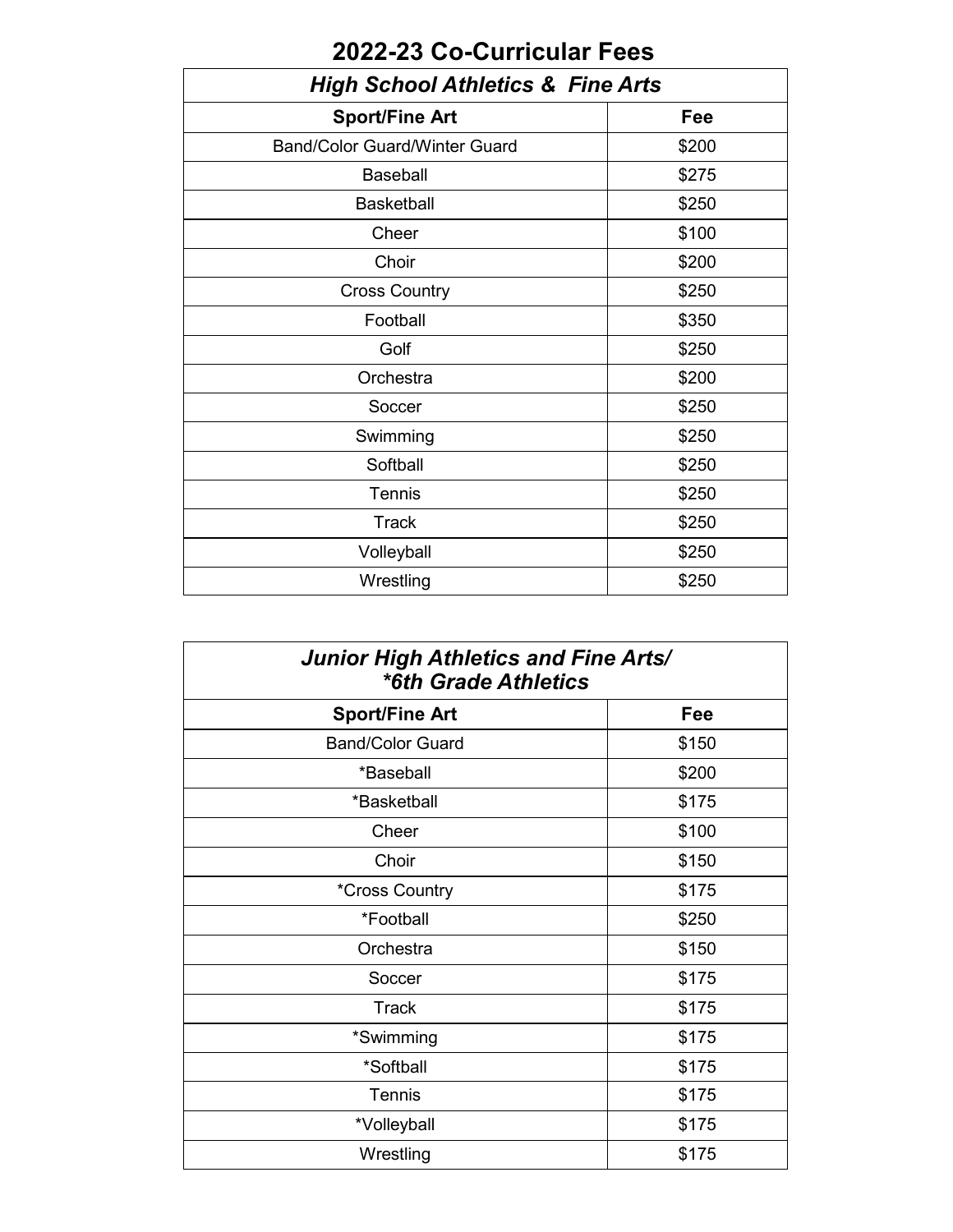# 2022-23 Co-Curricular Fees

| *High School Athletics & Fine Arts* | |
|---|---|
| **Sport/Fine Art** | **Fee** |
| Band/Color Guard/Winter Guard | $200 |
| Baseball | $275 |
| Basketball | $250 |
| Cheer | $100 |
| Choir | $200 |
| Cross Country | $250 |
| Football | $350 |
| Golf | $250 |
| Orchestra | $200 |
| Soccer | $250 |
| Swimming | $250 |
| Softball | $250 |
| Tennis | $250 |
| Track | $250 |
| Volleyball | $250 |
| Wrestling | $250 |

| *Junior High Athletics and Fine Arts/ *6th Grade Athletics* | |
|---|---|
| **Sport/Fine Art** | **Fee** |
| Band/Color Guard | $150 |
| *Baseball | $200 |
| *Basketball | $175 |
| Cheer | $100 |
| Choir | $150 |
| *Cross Country | $175 |
| *Football | $250 |
| Orchestra | $150 |
| Soccer | $175 |
| Track | $175 |
| *Swimming | $175 |
| *Softball | $175 |
| Tennis | $175 |
| *Volleyball | $175 |
| Wrestling | $175 |